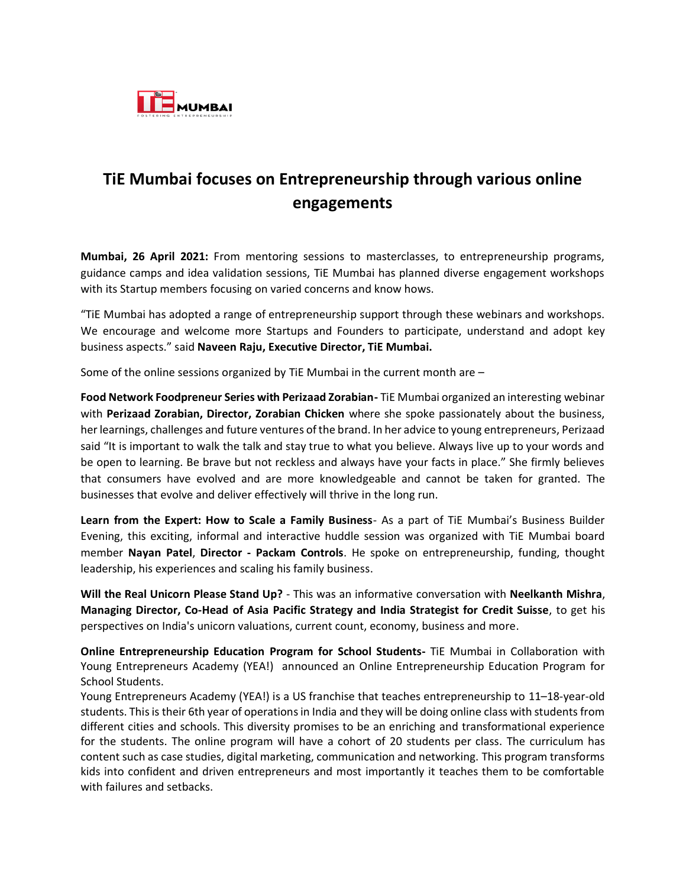# TiE Mumbai focuses on Entrepreneurship through various online engagements

**Mumbai, 26 April 2021:** From mentoring sessions to masterclasses, to entrepreneurship programs, guidance camps and idea validation sessions, TiE Mumbai has planned diverse engagement workshops with its Startup members focusing on varied concerns and know hows.

"TiE Mumbai has adopted a range of entrepreneurship support through these webinars and workshops. We encourage and welcome more Startups and Founders to participate, understand and adopt key business aspects." said **Naveen Raju, Executive Director, TiE Mumbai.**

Some of the online sessions organized by TiE Mumbai in the current month are –

**Food Network Foodpreneur Series with Perizaad Zorabian-** TiE Mumbai organized an interesting webinar with **Perizaad Zorabian, Director, Zorabian Chicken** where she spoke passionately about the business, her learnings, challenges and future ventures of the brand. In her advice to young entrepreneurs, Perizaad said "It is important to walk the talk and stay true to what you believe. Always live up to your words and be open to learning. Be brave but not reckless and always have your facts in place." She firmly believes that consumers have evolved and are more knowledgeable and cannot be taken for granted. The businesses that evolve and deliver effectively will thrive in the long run.

**Learn from the Expert: How to Scale a Family Business**- As a part of TiE Mumbai's Business Builder Evening, this exciting, informal and interactive huddle session was organized with TiE Mumbai board member **Nayan Patel**, **Director - Packam Controls**. He spoke on entrepreneurship, funding, thought leadership, his experiences and scaling his family business.

**Will the Real Unicorn Please Stand Up?** - This was an informative conversation with **Neelkanth Mishra**, **Managing Director, Co-Head of Asia Pacific Strategy and India Strategist for Credit Suisse**, to get his perspectives on India's unicorn valuations, current count, economy, business and more.

**Online Entrepreneurship Education Program for School Students-** TiE Mumbai in Collaboration with Young Entrepreneurs Academy (YEA!) announced an Online Entrepreneurship Education Program for School Students.

Young Entrepreneurs Academy (YEA!) is a US franchise that teaches entrepreneurship to 11–18-year-old students. This is their 6th year of operations in India and they will be doing online class with students from different cities and schools. This diversity promises to be an enriching and transformational experience for the students. The online program will have a cohort of 20 students per class. The curriculum has content such as case studies, digital marketing, communication and networking. This program transforms kids into confident and driven entrepreneurs and most importantly it teaches them to be comfortable with failures and setbacks.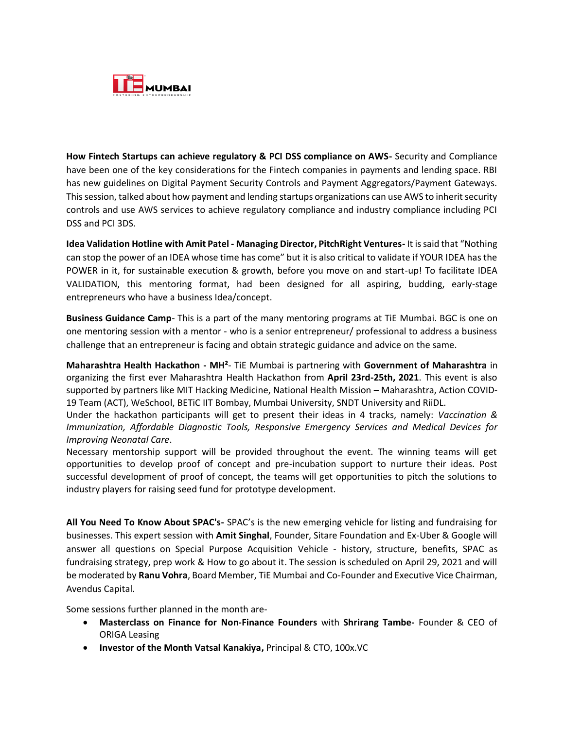**How Fintech Startups can achieve regulatory & PCI DSS compliance on AWS-** Security and Compliance have been one of the key considerations for the Fintech companies in payments and lending space. RBI has new guidelines on Digital Payment Security Controls and Payment Aggregators/Payment Gateways. This session, talked about how payment and lending startups organizations can use AWS to inherit security controls and use AWS services to achieve regulatory compliance and industry compliance including PCI DSS and PCI 3DS.

**Idea Validation Hotline with Amit Patel - Managing Director, PitchRight Ventures-** It is said that "Nothing can stop the power of an IDEA whose time has come" but it is also critical to validate if YOUR IDEA has the POWER in it, for sustainable execution & growth, before you move on and start-up! To facilitate IDEA VALIDATION, this mentoring format, had been designed for all aspiring, budding, early-stage entrepreneurs who have a business Idea/concept.

**Business Guidance Camp**- This is a part of the many mentoring programs at TiE Mumbai. BGC is one on one mentoring session with a mentor - who is a senior entrepreneur/ professional to address a business challenge that an entrepreneur is facing and obtain strategic guidance and advice on the same.

**Maharashtra Health Hackathon - MH²**- TiE Mumbai is partnering with **Government of Maharashtra** in organizing the first ever Maharashtra Health Hackathon from **April 23rd-25th, 2021**. This event is also supported by partners like MIT Hacking Medicine, National Health Mission – Maharashtra, Action COVID-19 Team (ACT), WeSchool, BETiC IIT Bombay, Mumbai University, SNDT University and RiiDL.
Under the hackathon participants will get to present their ideas in 4 tracks, namely: *Vaccination & Immunization, Affordable Diagnostic Tools, Responsive Emergency Services and Medical Devices for Improving Neonatal Care*.
Necessary mentorship support will be provided throughout the event. The winning teams will get opportunities to develop proof of concept and pre-incubation support to nurture their ideas. Post successful development of proof of concept, the teams will get opportunities to pitch the solutions to industry players for raising seed fund for prototype development.

**All You Need To Know About SPAC's-** SPAC's is the new emerging vehicle for listing and fundraising for businesses. This expert session with **Amit Singhal**, Founder, Sitare Foundation and Ex-Uber & Google will answer all questions on Special Purpose Acquisition Vehicle - history, structure, benefits, SPAC as fundraising strategy, prep work & How to go about it. The session is scheduled on April 29, 2021 and will be moderated by **Ranu Vohra**, Board Member, TiE Mumbai and Co-Founder and Executive Vice Chairman, Avendus Capital.

Some sessions further planned in the month are-

- **Masterclass on Finance for Non-Finance Founders** with **Shrirang Tambe-** Founder & CEO of ORIGA Leasing
- **Investor of the Month Vatsal Kanakiya,** Principal & CTO, 100x.VC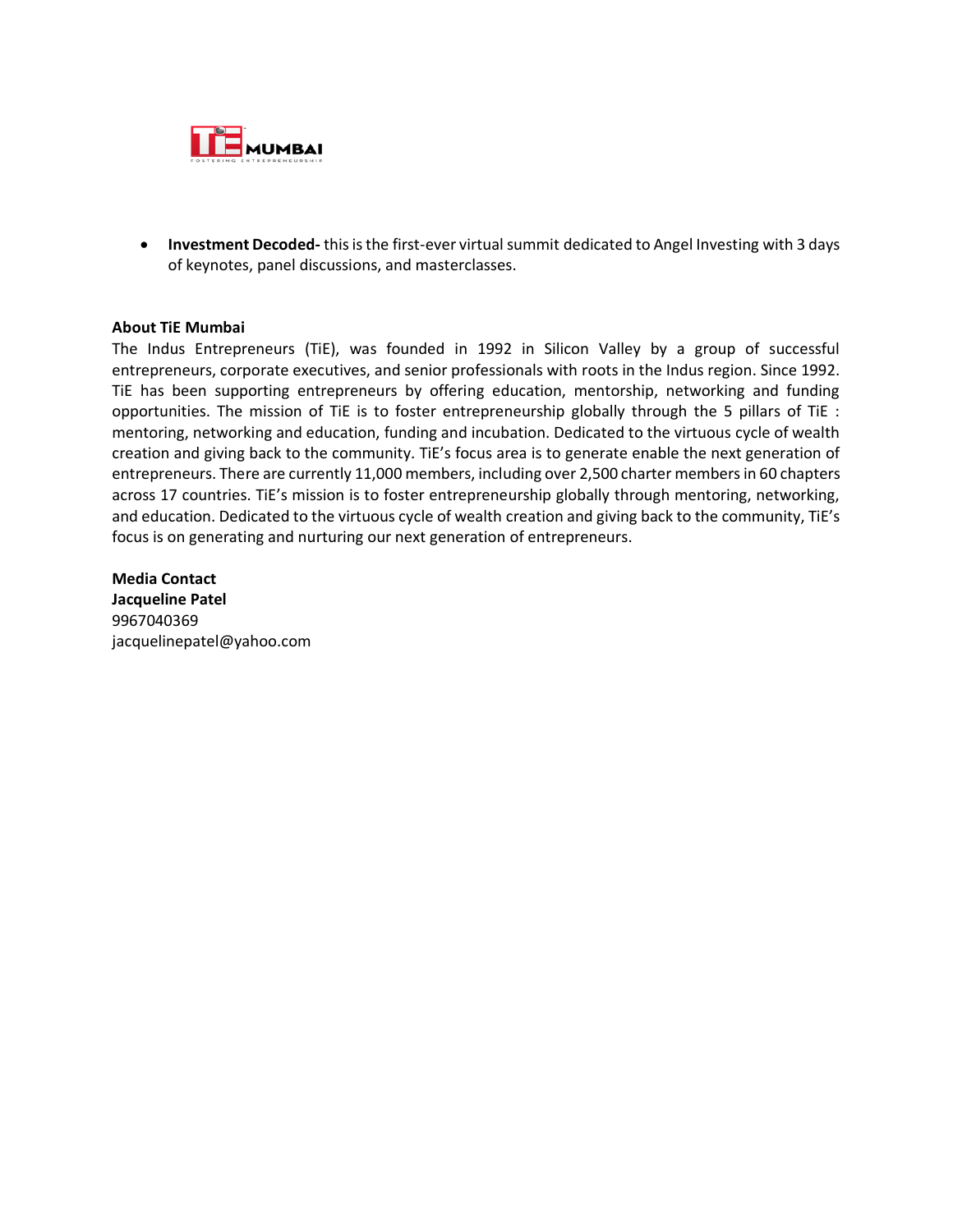- **Investment Decoded-** this is the first-ever virtual summit dedicated to Angel Investing with 3 days of keynotes, panel discussions, and masterclasses.

**About TiE Mumbai**

The Indus Entrepreneurs (TiE), was founded in 1992 in Silicon Valley by a group of successful entrepreneurs, corporate executives, and senior professionals with roots in the Indus region. Since 1992. TiE has been supporting entrepreneurs by offering education, mentorship, networking and funding opportunities. The mission of TiE is to foster entrepreneurship globally through the 5 pillars of TiE : mentoring, networking and education, funding and incubation. Dedicated to the virtuous cycle of wealth creation and giving back to the community. TiE's focus area is to generate enable the next generation of entrepreneurs. There are currently 11,000 members, including over 2,500 charter members in 60 chapters across 17 countries. TiE's mission is to foster entrepreneurship globally through mentoring, networking, and education. Dedicated to the virtuous cycle of wealth creation and giving back to the community, TiE's focus is on generating and nurturing our next generation of entrepreneurs.

**Media Contact**
**Jacqueline Patel**
9967040369
jacquelinepatel@yahoo.com